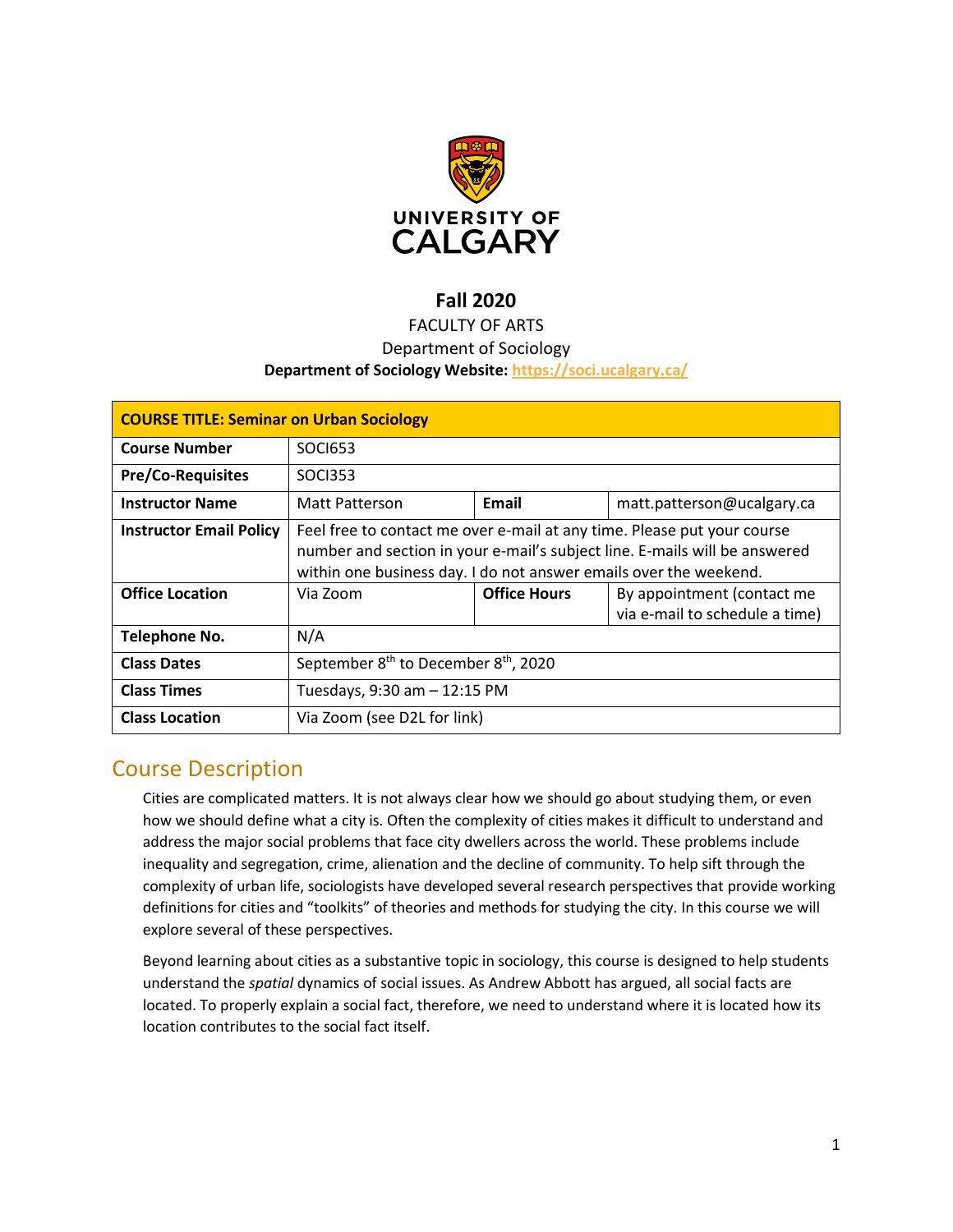UNIVERSITY OF CALGARY

**Fall 2020**

FACULTY OF ARTS

Department of Sociology

**Department of Sociology Website:** https://soci.ucalgary.ca/

| **COURSE TITLE: Seminar on Urban Sociology** | | | |
|---|---|---|---|
| **Course Number** | SOCI653 | | |
| **Pre/Co-Requisites** | SOCI353 | | |
| **Instructor Name** | Matt Patterson | **Email** | matt.patterson@ucalgary.ca |
| **Instructor Email Policy** | Feel free to contact me over e-mail at any time. Please put your course number and section in your e-mail's subject line. E-mails will be answered within one business day. I do not answer emails over the weekend. | | |
| **Office Location** | Via Zoom | **Office Hours** | By appointment (contact me via e-mail to schedule a time) |
| **Telephone No.** | N/A | | |
| **Class Dates** | September 8th to December 8th, 2020 | | |
| **Class Times** | Tuesdays, 9:30 am – 12:15 PM | | |
| **Class Location** | Via Zoom (see D2L for link) | | |

## Course Description

Cities are complicated matters. It is not always clear how we should go about studying them, or even how we should define what a city is. Often the complexity of cities makes it difficult to understand and address the major social problems that face city dwellers across the world. These problems include inequality and segregation, crime, alienation and the decline of community. To help sift through the complexity of urban life, sociologists have developed several research perspectives that provide working definitions for cities and "toolkits" of theories and methods for studying the city. In this course we will explore several of these perspectives.

Beyond learning about cities as a substantive topic in sociology, this course is designed to help students understand the *spatial* dynamics of social issues. As Andrew Abbott has argued, all social facts are located. To properly explain a social fact, therefore, we need to understand where it is located how its location contributes to the social fact itself.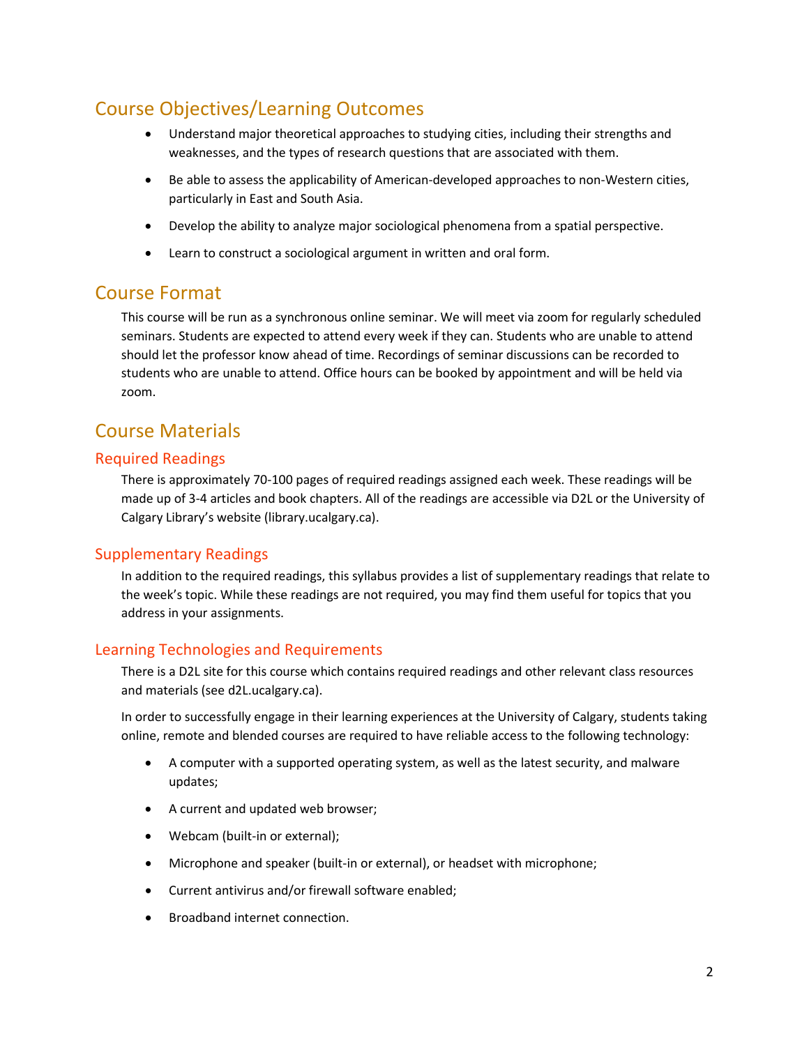## Course Objectives/Learning Outcomes

- Understand major theoretical approaches to studying cities, including their strengths and weaknesses, and the types of research questions that are associated with them.
- Be able to assess the applicability of American-developed approaches to non-Western cities, particularly in East and South Asia.
- Develop the ability to analyze major sociological phenomena from a spatial perspective.
- Learn to construct a sociological argument in written and oral form.

## Course Format

This course will be run as a synchronous online seminar. We will meet via zoom for regularly scheduled seminars. Students are expected to attend every week if they can. Students who are unable to attend should let the professor know ahead of time. Recordings of seminar discussions can be recorded to students who are unable to attend. Office hours can be booked by appointment and will be held via zoom.

## Course Materials

### Required Readings

There is approximately 70-100 pages of required readings assigned each week. These readings will be made up of 3-4 articles and book chapters. All of the readings are accessible via D2L or the University of Calgary Library's website (library.ucalgary.ca).

### Supplementary Readings

In addition to the required readings, this syllabus provides a list of supplementary readings that relate to the week's topic. While these readings are not required, you may find them useful for topics that you address in your assignments.

### Learning Technologies and Requirements

There is a D2L site for this course which contains required readings and other relevant class resources and materials (see d2L.ucalgary.ca).

In order to successfully engage in their learning experiences at the University of Calgary, students taking online, remote and blended courses are required to have reliable access to the following technology:

- A computer with a supported operating system, as well as the latest security, and malware updates;
- A current and updated web browser;
- Webcam (built-in or external);
- Microphone and speaker (built-in or external), or headset with microphone;
- Current antivirus and/or firewall software enabled;
- Broadband internet connection.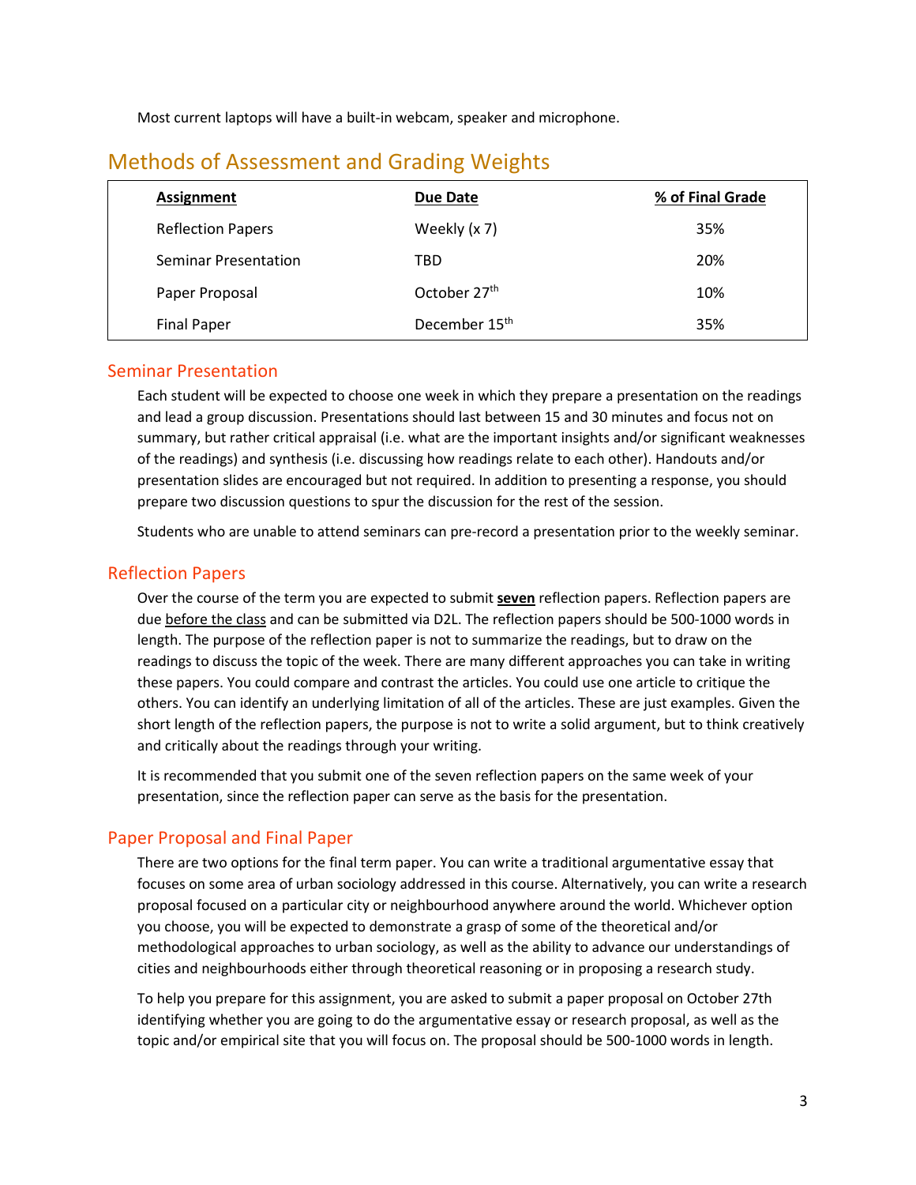Most current laptops will have a built-in webcam, speaker and microphone.

## Methods of Assessment and Grading Weights

| Assignment | Due Date | % of Final Grade |
|---|---|---|
| Reflection Papers | Weekly (x 7) | 35% |
| Seminar Presentation | TBD | 20% |
| Paper Proposal | October 27th | 10% |
| Final Paper | December 15th | 35% |

### Seminar Presentation

Each student will be expected to choose one week in which they prepare a presentation on the readings and lead a group discussion. Presentations should last between 15 and 30 minutes and focus not on summary, but rather critical appraisal (i.e. what are the important insights and/or significant weaknesses of the readings) and synthesis (i.e. discussing how readings relate to each other). Handouts and/or presentation slides are encouraged but not required. In addition to presenting a response, you should prepare two discussion questions to spur the discussion for the rest of the session.

Students who are unable to attend seminars can pre-record a presentation prior to the weekly seminar.

### Reflection Papers

Over the course of the term you are expected to submit **seven** reflection papers. Reflection papers are due before the class and can be submitted via D2L. The reflection papers should be 500-1000 words in length. The purpose of the reflection paper is not to summarize the readings, but to draw on the readings to discuss the topic of the week. There are many different approaches you can take in writing these papers. You could compare and contrast the articles. You could use one article to critique the others. You can identify an underlying limitation of all of the articles. These are just examples. Given the short length of the reflection papers, the purpose is not to write a solid argument, but to think creatively and critically about the readings through your writing.

It is recommended that you submit one of the seven reflection papers on the same week of your presentation, since the reflection paper can serve as the basis for the presentation.

### Paper Proposal and Final Paper

There are two options for the final term paper. You can write a traditional argumentative essay that focuses on some area of urban sociology addressed in this course. Alternatively, you can write a research proposal focused on a particular city or neighbourhood anywhere around the world. Whichever option you choose, you will be expected to demonstrate a grasp of some of the theoretical and/or methodological approaches to urban sociology, as well as the ability to advance our understandings of cities and neighbourhoods either through theoretical reasoning or in proposing a research study.

To help you prepare for this assignment, you are asked to submit a paper proposal on October 27th identifying whether you are going to do the argumentative essay or research proposal, as well as the topic and/or empirical site that you will focus on. The proposal should be 500-1000 words in length.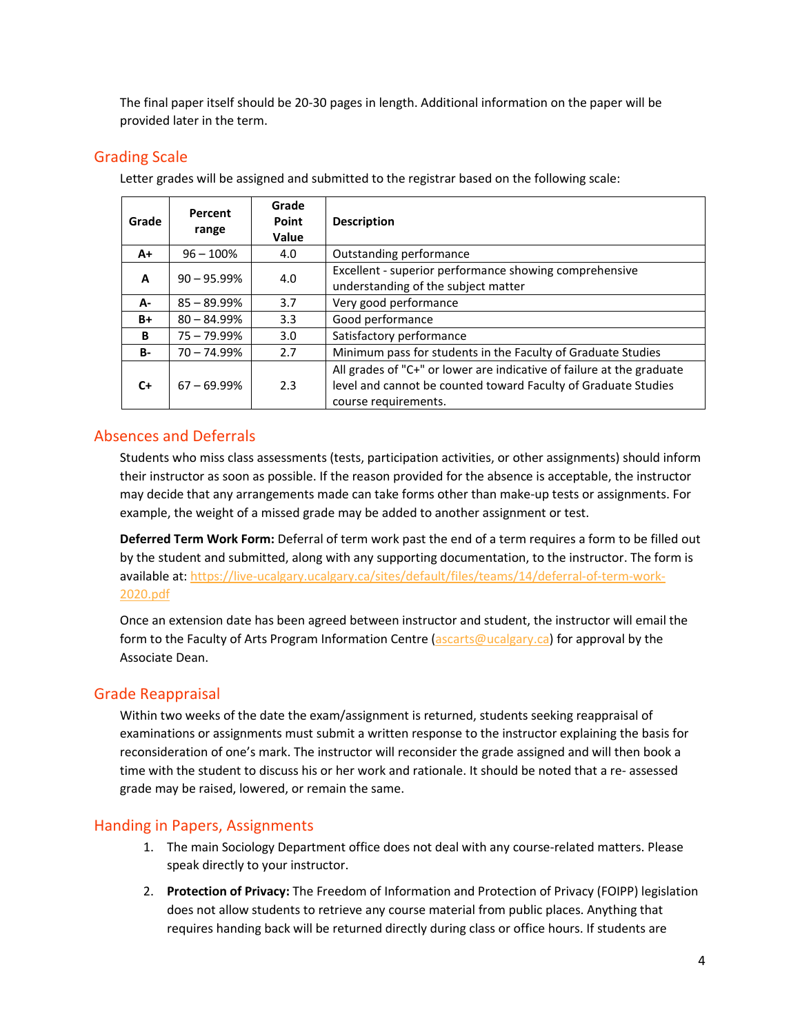The final paper itself should be 20-30 pages in length. Additional information on the paper will be provided later in the term.

## Grading Scale

Letter grades will be assigned and submitted to the registrar based on the following scale:

| Grade | Percent range | Grade Point Value | Description |
|---|---|---|---|
| A+ | 96 – 100% | 4.0 | Outstanding performance |
| A | 90 – 95.99% | 4.0 | Excellent - superior performance showing comprehensive understanding of the subject matter |
| A- | 85 – 89.99% | 3.7 | Very good performance |
| B+ | 80 – 84.99% | 3.3 | Good performance |
| B | 75 – 79.99% | 3.0 | Satisfactory performance |
| B- | 70 – 74.99% | 2.7 | Minimum pass for students in the Faculty of Graduate Studies |
| C+ | 67 – 69.99% | 2.3 | All grades of "C+" or lower are indicative of failure at the graduate level and cannot be counted toward Faculty of Graduate Studies course requirements. |

## Absences and Deferrals

Students who miss class assessments (tests, participation activities, or other assignments) should inform their instructor as soon as possible. If the reason provided for the absence is acceptable, the instructor may decide that any arrangements made can take forms other than make-up tests or assignments. For example, the weight of a missed grade may be added to another assignment or test.

**Deferred Term Work Form:** Deferral of term work past the end of a term requires a form to be filled out by the student and submitted, along with any supporting documentation, to the instructor. The form is available at: https://live-ucalgary.ucalgary.ca/sites/default/files/teams/14/deferral-of-term-work-2020.pdf

Once an extension date has been agreed between instructor and student, the instructor will email the form to the Faculty of Arts Program Information Centre (ascarts@ucalgary.ca) for approval by the Associate Dean.

## Grade Reappraisal

Within two weeks of the date the exam/assignment is returned, students seeking reappraisal of examinations or assignments must submit a written response to the instructor explaining the basis for reconsideration of one's mark. The instructor will reconsider the grade assigned and will then book a time with the student to discuss his or her work and rationale. It should be noted that a re- assessed grade may be raised, lowered, or remain the same.

## Handing in Papers, Assignments

1. The main Sociology Department office does not deal with any course-related matters. Please speak directly to your instructor.
2. **Protection of Privacy:** The Freedom of Information and Protection of Privacy (FOIPP) legislation does not allow students to retrieve any course material from public places. Anything that requires handing back will be returned directly during class or office hours. If students are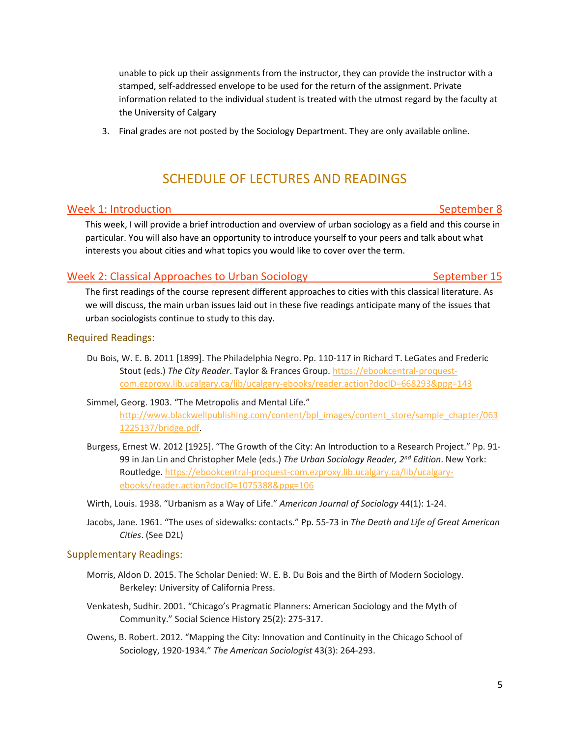unable to pick up their assignments from the instructor, they can provide the instructor with a stamped, self-addressed envelope to be used for the return of the assignment. Private information related to the individual student is treated with the utmost regard by the faculty at the University of Calgary

3. Final grades are not posted by the Sociology Department. They are only available online.

# SCHEDULE OF LECTURES AND READINGS

## Week 1: Introduction — September 8

This week, I will provide a brief introduction and overview of urban sociology as a field and this course in particular. You will also have an opportunity to introduce yourself to your peers and talk about what interests you about cities and what topics you would like to cover over the term.

## Week 2: Classical Approaches to Urban Sociology — September 15

The first readings of the course represent different approaches to cities with this classical literature. As we will discuss, the main urban issues laid out in these five readings anticipate many of the issues that urban sociologists continue to study to this day.

### Required Readings:

Du Bois, W. E. B. 2011 [1899]. The Philadelphia Negro. Pp. 110-117 in Richard T. LeGates and Frederic Stout (eds.) *The City Reader*. Taylor & Frances Group. https://ebookcentral-proquest-com.ezproxy.lib.ucalgary.ca/lib/ucalgary-ebooks/reader.action?docID=668293&ppg=143

Simmel, Georg. 1903. "The Metropolis and Mental Life." http://www.blackwellpublishing.com/content/bpl_images/content_store/sample_chapter/0631225137/bridge.pdf.

Burgess, Ernest W. 2012 [1925]. "The Growth of the City: An Introduction to a Research Project." Pp. 91-99 in Jan Lin and Christopher Mele (eds.) *The Urban Sociology Reader, 2nd Edition*. New York: Routledge. https://ebookcentral-proquest-com.ezproxy.lib.ucalgary.ca/lib/ucalgary-ebooks/reader.action?docID=1075388&ppg=106

Wirth, Louis. 1938. "Urbanism as a Way of Life." *American Journal of Sociology* 44(1): 1-24.

Jacobs, Jane. 1961. "The uses of sidewalks: contacts." Pp. 55-73 in *The Death and Life of Great American Cities*. (See D2L)

### Supplementary Readings:

Morris, Aldon D. 2015. The Scholar Denied: W. E. B. Du Bois and the Birth of Modern Sociology. Berkeley: University of California Press.

Venkatesh, Sudhir. 2001. "Chicago's Pragmatic Planners: American Sociology and the Myth of Community." Social Science History 25(2): 275-317.

Owens, B. Robert. 2012. "Mapping the City: Innovation and Continuity in the Chicago School of Sociology, 1920-1934." *The American Sociologist* 43(3): 264-293.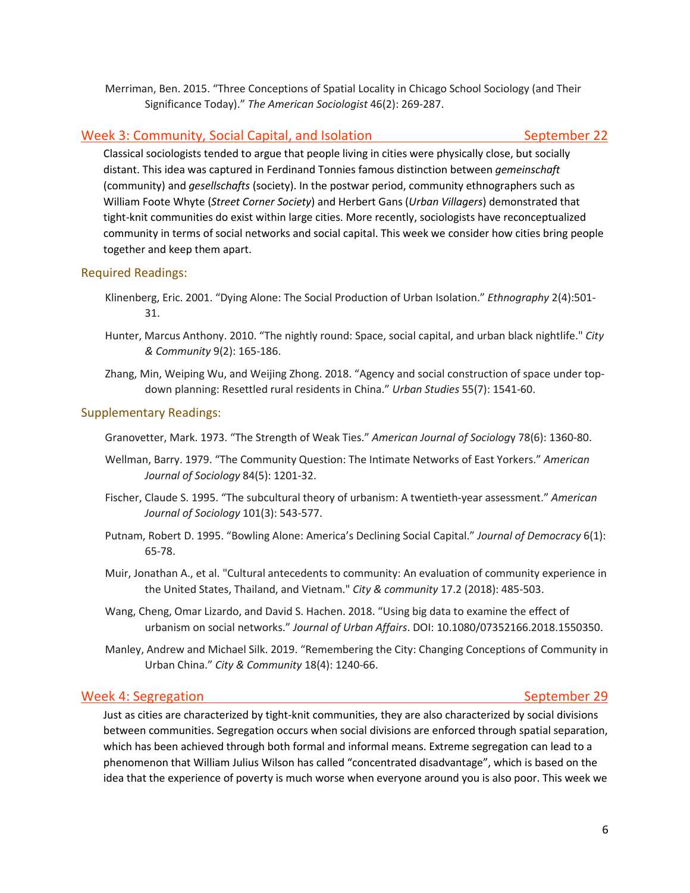Merriman, Ben. 2015. "Three Conceptions of Spatial Locality in Chicago School Sociology (and Their Significance Today)." *The American Sociologist* 46(2): 269-287.

## Week 3: Community, Social Capital, and Isolation — September 22

Classical sociologists tended to argue that people living in cities were physically close, but socially distant. This idea was captured in Ferdinand Tonnies famous distinction between *gemeinschaft* (community) and *gesellschafts* (society). In the postwar period, community ethnographers such as William Foote Whyte (*Street Corner Society*) and Herbert Gans (*Urban Villagers*) demonstrated that tight-knit communities do exist within large cities. More recently, sociologists have reconceptualized community in terms of social networks and social capital. This week we consider how cities bring people together and keep them apart.

### Required Readings:

Klinenberg, Eric. 2001. "Dying Alone: The Social Production of Urban Isolation." *Ethnography* 2(4):501-31.

Hunter, Marcus Anthony. 2010. "The nightly round: Space, social capital, and urban black nightlife." *City & Community* 9(2): 165-186.

Zhang, Min, Weiping Wu, and Weijing Zhong. 2018. "Agency and social construction of space under top-down planning: Resettled rural residents in China." *Urban Studies* 55(7): 1541-60.

### Supplementary Readings:

Granovetter, Mark. 1973. "The Strength of Weak Ties." *American Journal of Sociology* 78(6): 1360-80.

Wellman, Barry. 1979. "The Community Question: The Intimate Networks of East Yorkers." *American Journal of Sociology* 84(5): 1201-32.

Fischer, Claude S. 1995. "The subcultural theory of urbanism: A twentieth-year assessment." *American Journal of Sociology* 101(3): 543-577.

Putnam, Robert D. 1995. "Bowling Alone: America's Declining Social Capital." *Journal of Democracy* 6(1): 65-78.

Muir, Jonathan A., et al. "Cultural antecedents to community: An evaluation of community experience in the United States, Thailand, and Vietnam." *City & community* 17.2 (2018): 485-503.

Wang, Cheng, Omar Lizardo, and David S. Hachen. 2018. "Using big data to examine the effect of urbanism on social networks." *Journal of Urban Affairs*. DOI: 10.1080/07352166.2018.1550350.

Manley, Andrew and Michael Silk. 2019. "Remembering the City: Changing Conceptions of Community in Urban China." *City & Community* 18(4): 1240-66.

## Week 4: Segregation — September 29

Just as cities are characterized by tight-knit communities, they are also characterized by social divisions between communities. Segregation occurs when social divisions are enforced through spatial separation, which has been achieved through both formal and informal means. Extreme segregation can lead to a phenomenon that William Julius Wilson has called "concentrated disadvantage", which is based on the idea that the experience of poverty is much worse when everyone around you is also poor. This week we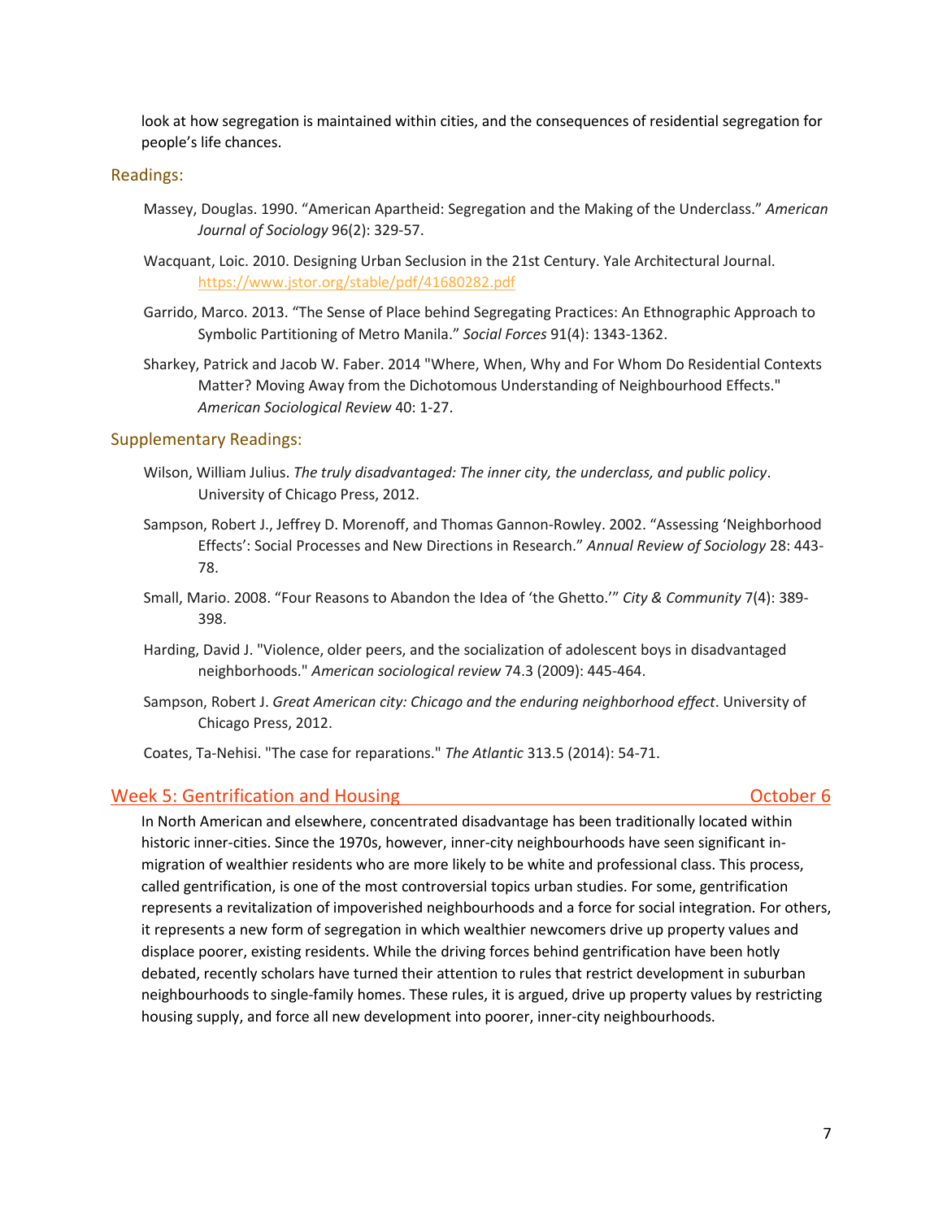look at how segregation is maintained within cities, and the consequences of residential segregation for people's life chances.

### Readings:

Massey, Douglas. 1990. "American Apartheid: Segregation and the Making of the Underclass." *American Journal of Sociology* 96(2): 329-57.

Wacquant, Loic. 2010. Designing Urban Seclusion in the 21st Century. Yale Architectural Journal. https://www.jstor.org/stable/pdf/41680282.pdf

Garrido, Marco. 2013. "The Sense of Place behind Segregating Practices: An Ethnographic Approach to Symbolic Partitioning of Metro Manila." *Social Forces* 91(4): 1343-1362.

Sharkey, Patrick and Jacob W. Faber. 2014 "Where, When, Why and For Whom Do Residential Contexts Matter? Moving Away from the Dichotomous Understanding of Neighbourhood Effects." *American Sociological Review* 40: 1-27.

### Supplementary Readings:

Wilson, William Julius. *The truly disadvantaged: The inner city, the underclass, and public policy*. University of Chicago Press, 2012.

Sampson, Robert J., Jeffrey D. Morenoff, and Thomas Gannon-Rowley. 2002. "Assessing 'Neighborhood Effects': Social Processes and New Directions in Research." *Annual Review of Sociology* 28: 443-78.

Small, Mario. 2008. "Four Reasons to Abandon the Idea of 'the Ghetto.'" *City & Community* 7(4): 389-398.

Harding, David J. "Violence, older peers, and the socialization of adolescent boys in disadvantaged neighborhoods." *American sociological review* 74.3 (2009): 445-464.

Sampson, Robert J. *Great American city: Chicago and the enduring neighborhood effect*. University of Chicago Press, 2012.

Coates, Ta-Nehisi. "The case for reparations." *The Atlantic* 313.5 (2014): 54-71.

## Week 5: Gentrification and Housing — October 6

In North American and elsewhere, concentrated disadvantage has been traditionally located within historic inner-cities. Since the 1970s, however, inner-city neighbourhoods have seen significant in-migration of wealthier residents who are more likely to be white and professional class. This process, called gentrification, is one of the most controversial topics urban studies. For some, gentrification represents a revitalization of impoverished neighbourhoods and a force for social integration. For others, it represents a new form of segregation in which wealthier newcomers drive up property values and displace poorer, existing residents. While the driving forces behind gentrification have been hotly debated, recently scholars have turned their attention to rules that restrict development in suburban neighbourhoods to single-family homes. These rules, it is argued, drive up property values by restricting housing supply, and force all new development into poorer, inner-city neighbourhoods.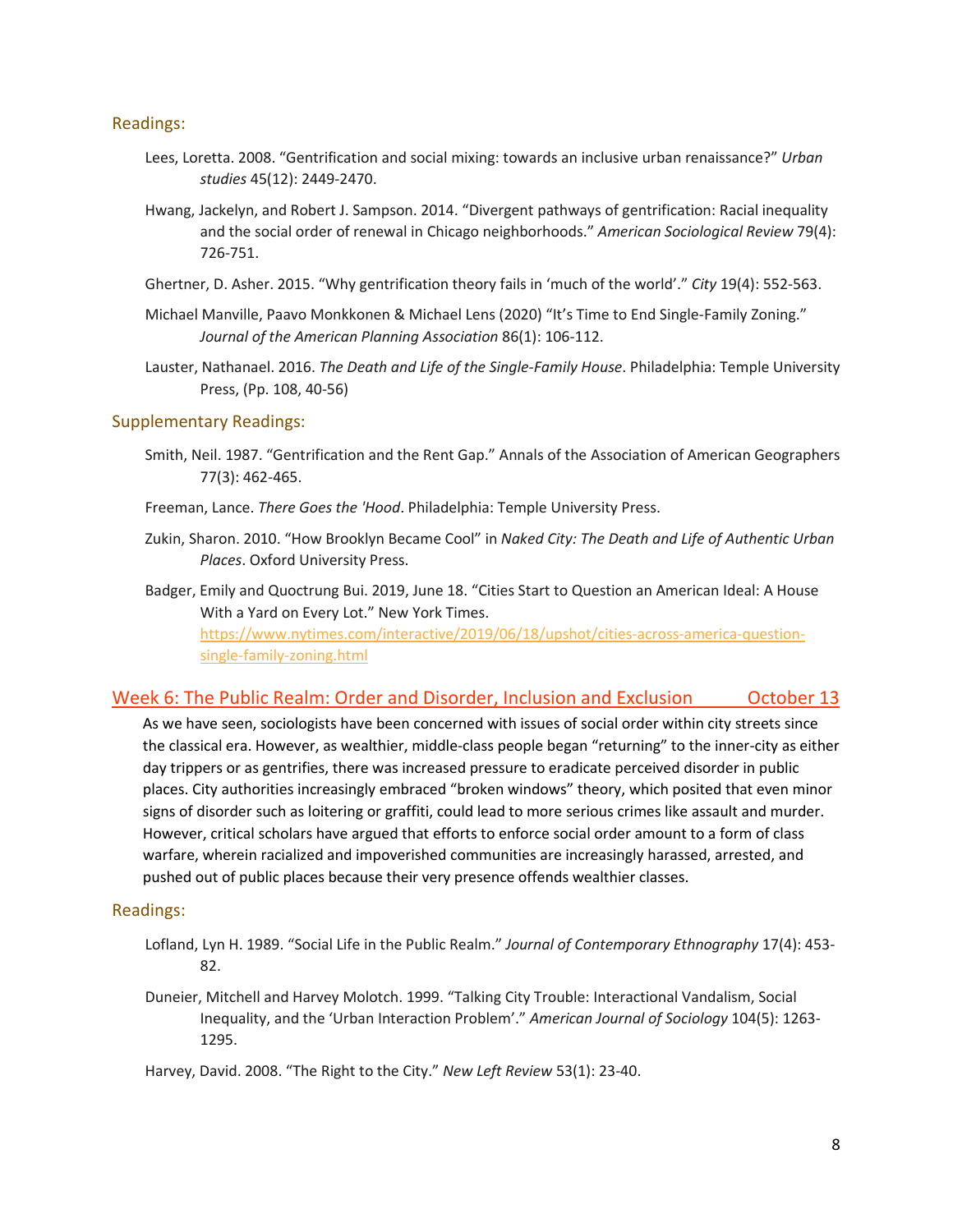### Readings:

Lees, Loretta. 2008. "Gentrification and social mixing: towards an inclusive urban renaissance?" *Urban studies* 45(12): 2449-2470.

Hwang, Jackelyn, and Robert J. Sampson. 2014. "Divergent pathways of gentrification: Racial inequality and the social order of renewal in Chicago neighborhoods." *American Sociological Review* 79(4): 726-751.

Ghertner, D. Asher. 2015. "Why gentrification theory fails in 'much of the world'." *City* 19(4): 552-563.

Michael Manville, Paavo Monkkonen & Michael Lens (2020) "It's Time to End Single-Family Zoning." *Journal of the American Planning Association* 86(1): 106-112.

Lauster, Nathanael. 2016. *The Death and Life of the Single-Family House*. Philadelphia: Temple University Press, (Pp. 108, 40-56)

### Supplementary Readings:

Smith, Neil. 1987. "Gentrification and the Rent Gap." Annals of the Association of American Geographers 77(3): 462-465.

Freeman, Lance. *There Goes the 'Hood*. Philadelphia: Temple University Press.

Zukin, Sharon. 2010. "How Brooklyn Became Cool" in *Naked City: The Death and Life of Authentic Urban Places*. Oxford University Press.

Badger, Emily and Quoctrung Bui. 2019, June 18. "Cities Start to Question an American Ideal: A House With a Yard on Every Lot." New York Times. https://www.nytimes.com/interactive/2019/06/18/upshot/cities-across-america-question-single-family-zoning.html

## Week 6: The Public Realm: Order and Disorder, Inclusion and Exclusion — October 13

As we have seen, sociologists have been concerned with issues of social order within city streets since the classical era. However, as wealthier, middle-class people began "returning" to the inner-city as either day trippers or as gentrifies, there was increased pressure to eradicate perceived disorder in public places. City authorities increasingly embraced "broken windows" theory, which posited that even minor signs of disorder such as loitering or graffiti, could lead to more serious crimes like assault and murder. However, critical scholars have argued that efforts to enforce social order amount to a form of class warfare, wherein racialized and impoverished communities are increasingly harassed, arrested, and pushed out of public places because their very presence offends wealthier classes.

### Readings:

Lofland, Lyn H. 1989. "Social Life in the Public Realm." *Journal of Contemporary Ethnography* 17(4): 453-82.

Duneier, Mitchell and Harvey Molotch. 1999. "Talking City Trouble: Interactional Vandalism, Social Inequality, and the 'Urban Interaction Problem'." *American Journal of Sociology* 104(5): 1263-1295.

Harvey, David. 2008. "The Right to the City." *New Left Review* 53(1): 23-40.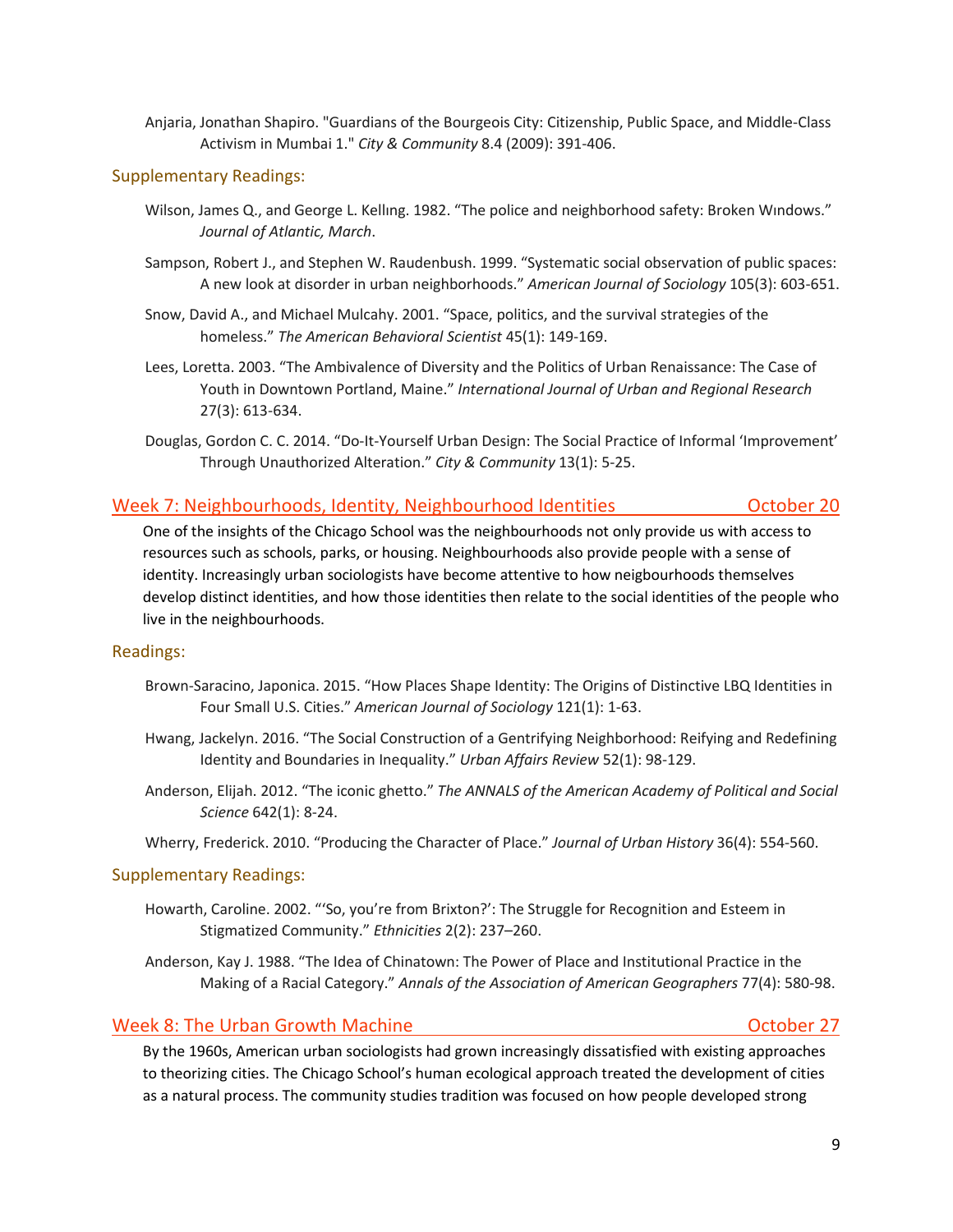Anjaria, Jonathan Shapiro. "Guardians of the Bourgeois City: Citizenship, Public Space, and Middle-Class Activism in Mumbai 1." *City & Community* 8.4 (2009): 391-406.

### Supplementary Readings:

Wilson, James Q., and George L. Kellıng. 1982. "The police and neighborhood safety: Broken Wındows." *Journal of Atlantic, March*.

Sampson, Robert J., and Stephen W. Raudenbush. 1999. "Systematic social observation of public spaces: A new look at disorder in urban neighborhoods." *American Journal of Sociology* 105(3): 603-651.

Snow, David A., and Michael Mulcahy. 2001. "Space, politics, and the survival strategies of the homeless." *The American Behavioral Scientist* 45(1): 149-169.

Lees, Loretta. 2003. "The Ambivalence of Diversity and the Politics of Urban Renaissance: The Case of Youth in Downtown Portland, Maine." *International Journal of Urban and Regional Research* 27(3): 613-634.

Douglas, Gordon C. C. 2014. "Do-It-Yourself Urban Design: The Social Practice of Informal 'Improvement' Through Unauthorized Alteration." *City & Community* 13(1): 5-25.

## Week 7: Neighbourhoods, Identity, Neighbourhood Identities — October 20

One of the insights of the Chicago School was the neighbourhoods not only provide us with access to resources such as schools, parks, or housing. Neighbourhoods also provide people with a sense of identity. Increasingly urban sociologists have become attentive to how neigbourhoods themselves develop distinct identities, and how those identities then relate to the social identities of the people who live in the neighbourhoods.

### Readings:

Brown-Saracino, Japonica. 2015. "How Places Shape Identity: The Origins of Distinctive LBQ Identities in Four Small U.S. Cities." *American Journal of Sociology* 121(1): 1-63.

Hwang, Jackelyn. 2016. "The Social Construction of a Gentrifying Neighborhood: Reifying and Redefining Identity and Boundaries in Inequality." *Urban Affairs Review* 52(1): 98-129.

Anderson, Elijah. 2012. "The iconic ghetto." *The ANNALS of the American Academy of Political and Social Science* 642(1): 8-24.

Wherry, Frederick. 2010. "Producing the Character of Place." *Journal of Urban History* 36(4): 554-560.

### Supplementary Readings:

Howarth, Caroline. 2002. "'So, you're from Brixton?': The Struggle for Recognition and Esteem in Stigmatized Community." *Ethnicities* 2(2): 237–260.

Anderson, Kay J. 1988. "The Idea of Chinatown: The Power of Place and Institutional Practice in the Making of a Racial Category." *Annals of the Association of American Geographers* 77(4): 580-98.

## Week 8: The Urban Growth Machine — October 27

By the 1960s, American urban sociologists had grown increasingly dissatisfied with existing approaches to theorizing cities. The Chicago School's human ecological approach treated the development of cities as a natural process. The community studies tradition was focused on how people developed strong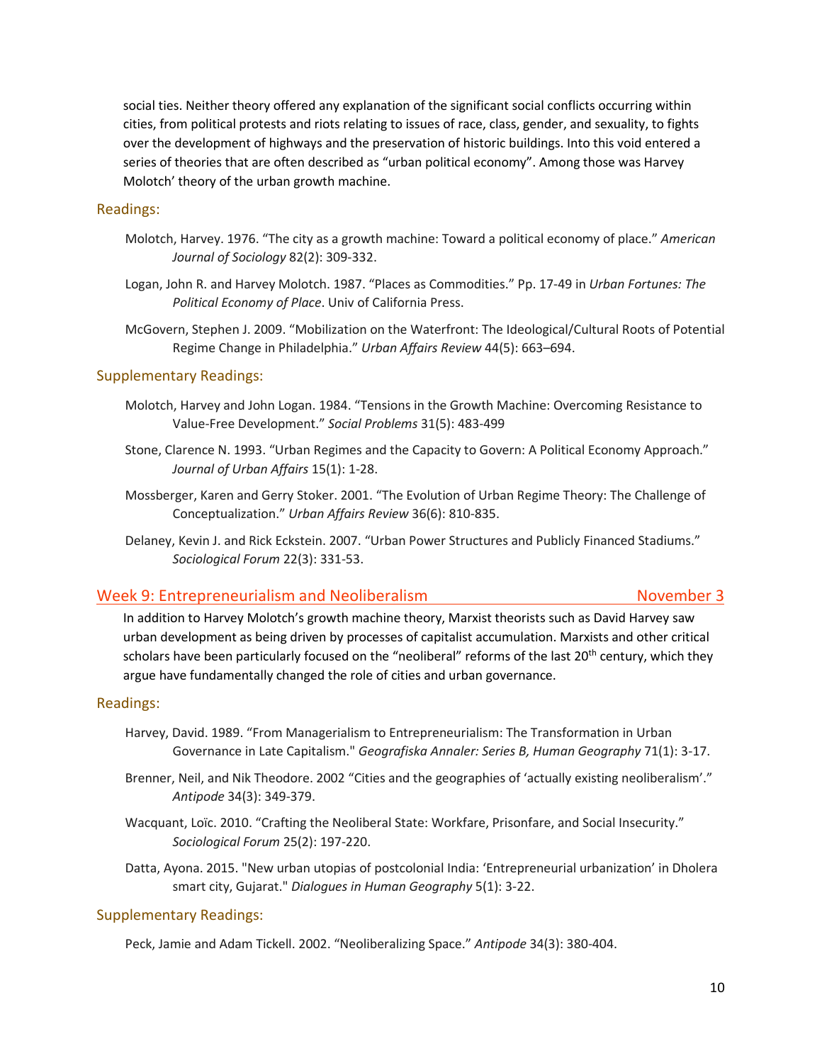social ties. Neither theory offered any explanation of the significant social conflicts occurring within cities, from political protests and riots relating to issues of race, class, gender, and sexuality, to fights over the development of highways and the preservation of historic buildings. Into this void entered a series of theories that are often described as "urban political economy". Among those was Harvey Molotch' theory of the urban growth machine.

### Readings:

Molotch, Harvey. 1976. "The city as a growth machine: Toward a political economy of place." *American Journal of Sociology* 82(2): 309-332.

Logan, John R. and Harvey Molotch. 1987. "Places as Commodities." Pp. 17-49 in *Urban Fortunes: The Political Economy of Place*. Univ of California Press.

McGovern, Stephen J. 2009. "Mobilization on the Waterfront: The Ideological/Cultural Roots of Potential Regime Change in Philadelphia." *Urban Affairs Review* 44(5): 663–694.

### Supplementary Readings:

Molotch, Harvey and John Logan. 1984. "Tensions in the Growth Machine: Overcoming Resistance to Value-Free Development." *Social Problems* 31(5): 483-499

Stone, Clarence N. 1993. "Urban Regimes and the Capacity to Govern: A Political Economy Approach." *Journal of Urban Affairs* 15(1): 1-28.

Mossberger, Karen and Gerry Stoker. 2001. "The Evolution of Urban Regime Theory: The Challenge of Conceptualization." *Urban Affairs Review* 36(6): 810-835.

Delaney, Kevin J. and Rick Eckstein. 2007. "Urban Power Structures and Publicly Financed Stadiums." *Sociological Forum* 22(3): 331-53.

## Week 9: Entrepreneurialism and Neoliberalism — November 3

In addition to Harvey Molotch's growth machine theory, Marxist theorists such as David Harvey saw urban development as being driven by processes of capitalist accumulation. Marxists and other critical scholars have been particularly focused on the "neoliberal" reforms of the last 20th century, which they argue have fundamentally changed the role of cities and urban governance.

### Readings:

Harvey, David. 1989. "From Managerialism to Entrepreneurialism: The Transformation in Urban Governance in Late Capitalism." *Geografiska Annaler: Series B, Human Geography* 71(1): 3-17.

Brenner, Neil, and Nik Theodore. 2002 "Cities and the geographies of 'actually existing neoliberalism'." *Antipode* 34(3): 349-379.

Wacquant, Loïc. 2010. "Crafting the Neoliberal State: Workfare, Prisonfare, and Social Insecurity." *Sociological Forum* 25(2): 197-220.

Datta, Ayona. 2015. "New urban utopias of postcolonial India: 'Entrepreneurial urbanization' in Dholera smart city, Gujarat." *Dialogues in Human Geography* 5(1): 3-22.

### Supplementary Readings:

Peck, Jamie and Adam Tickell. 2002. "Neoliberalizing Space." *Antipode* 34(3): 380-404.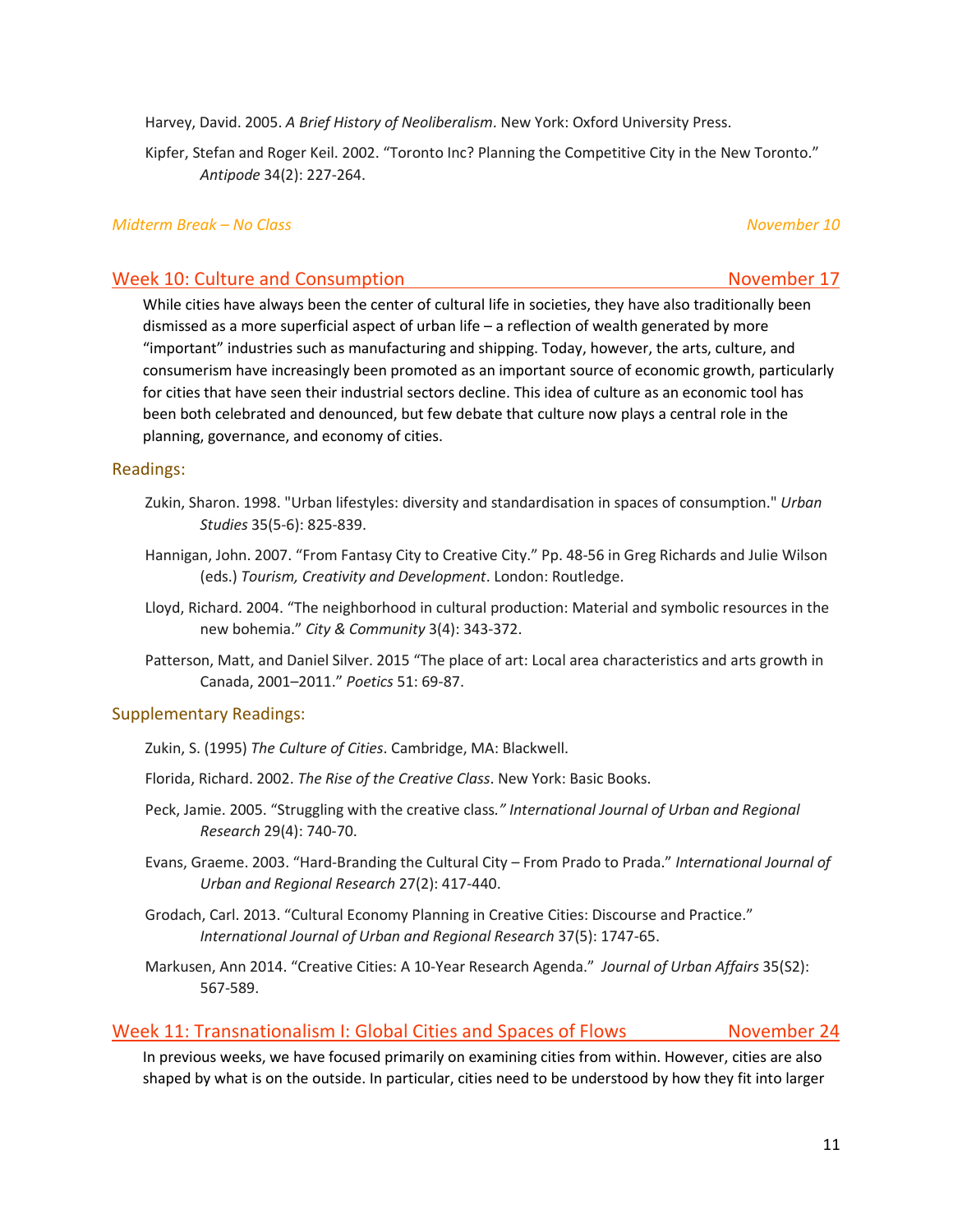Harvey, David. 2005. *A Brief History of Neoliberalism*. New York: Oxford University Press.

Kipfer, Stefan and Roger Keil. 2002. "Toronto Inc? Planning the Competitive City in the New Toronto." *Antipode* 34(2): 227-264.

*Midterm Break – No Class* *November 10*

## Week 10: Culture and Consumption November 17

While cities have always been the center of cultural life in societies, they have also traditionally been dismissed as a more superficial aspect of urban life – a reflection of wealth generated by more "important" industries such as manufacturing and shipping. Today, however, the arts, culture, and consumerism have increasingly been promoted as an important source of economic growth, particularly for cities that have seen their industrial sectors decline. This idea of culture as an economic tool has been both celebrated and denounced, but few debate that culture now plays a central role in the planning, governance, and economy of cities.

### Readings:

Zukin, Sharon. 1998. "Urban lifestyles: diversity and standardisation in spaces of consumption." *Urban Studies* 35(5-6): 825-839.

Hannigan, John. 2007. "From Fantasy City to Creative City." Pp. 48-56 in Greg Richards and Julie Wilson (eds.) *Tourism, Creativity and Development*. London: Routledge.

Lloyd, Richard. 2004. "The neighborhood in cultural production: Material and symbolic resources in the new bohemia." *City & Community* 3(4): 343-372.

Patterson, Matt, and Daniel Silver. 2015 "The place of art: Local area characteristics and arts growth in Canada, 2001–2011." *Poetics* 51: 69-87.

### Supplementary Readings:

Zukin, S. (1995) *The Culture of Cities*. Cambridge, MA: Blackwell.

Florida, Richard. 2002. *The Rise of the Creative Class*. New York: Basic Books.

Peck, Jamie. 2005. "Struggling with the creative class*." International Journal of Urban and Regional Research* 29(4): 740-70.

Evans, Graeme. 2003. "Hard-Branding the Cultural City – From Prado to Prada." *International Journal of Urban and Regional Research* 27(2): 417-440.

Grodach, Carl. 2013. "Cultural Economy Planning in Creative Cities: Discourse and Practice." *International Journal of Urban and Regional Research* 37(5): 1747-65.

Markusen, Ann 2014. "Creative Cities: A 10-Year Research Agenda." *Journal of Urban Affairs* 35(S2): 567-589.

## Week 11: Transnationalism I: Global Cities and Spaces of Flows November 24

In previous weeks, we have focused primarily on examining cities from within. However, cities are also shaped by what is on the outside. In particular, cities need to be understood by how they fit into larger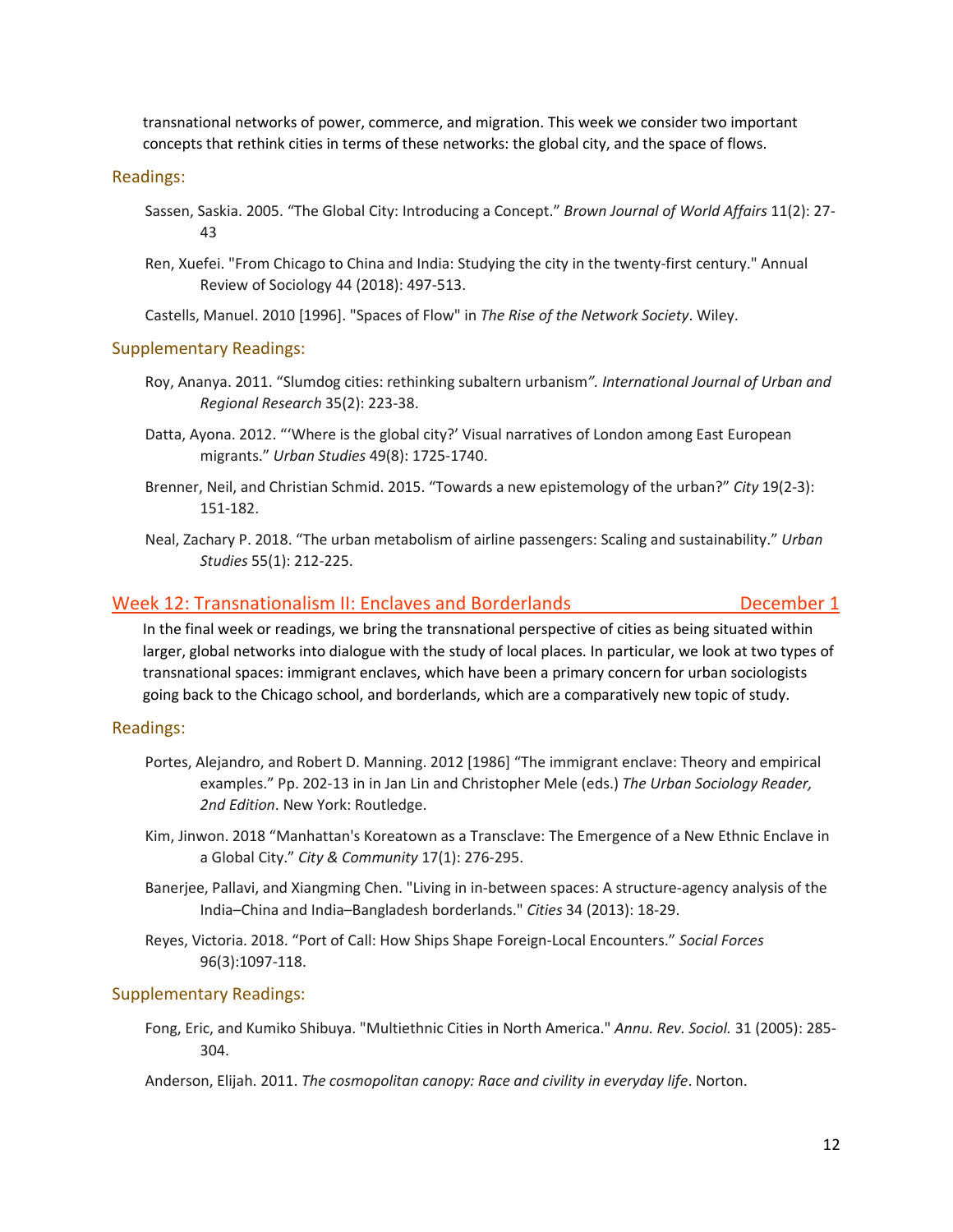transnational networks of power, commerce, and migration. This week we consider two important concepts that rethink cities in terms of these networks: the global city, and the space of flows.

### Readings:

Sassen, Saskia. 2005. "The Global City: Introducing a Concept." *Brown Journal of World Affairs* 11(2): 27-43

Ren, Xuefei. "From Chicago to China and India: Studying the city in the twenty-first century." Annual Review of Sociology 44 (2018): 497-513.

Castells, Manuel. 2010 [1996]. "Spaces of Flow" in *The Rise of the Network Society*. Wiley.

### Supplementary Readings:

Roy, Ananya. 2011. "Slumdog cities: rethinking subaltern urbanism*". International Journal of Urban and Regional Research* 35(2): 223-38.

Datta, Ayona. 2012. "'Where is the global city?' Visual narratives of London among East European migrants." *Urban Studies* 49(8): 1725-1740.

Brenner, Neil, and Christian Schmid. 2015. "Towards a new epistemology of the urban?" *City* 19(2-3): 151-182.

Neal, Zachary P. 2018. "The urban metabolism of airline passengers: Scaling and sustainability." *Urban Studies* 55(1): 212-225.

## Week 12: Transnationalism II: Enclaves and Borderlands — December 1

In the final week or readings, we bring the transnational perspective of cities as being situated within larger, global networks into dialogue with the study of local places. In particular, we look at two types of transnational spaces: immigrant enclaves, which have been a primary concern for urban sociologists going back to the Chicago school, and borderlands, which are a comparatively new topic of study.

### Readings:

Portes, Alejandro, and Robert D. Manning. 2012 [1986] "The immigrant enclave: Theory and empirical examples." Pp. 202-13 in in Jan Lin and Christopher Mele (eds.) *The Urban Sociology Reader, 2nd Edition*. New York: Routledge.

Kim, Jinwon. 2018 "Manhattan's Koreatown as a Transclave: The Emergence of a New Ethnic Enclave in a Global City." *City & Community* 17(1): 276-295.

Banerjee, Pallavi, and Xiangming Chen. "Living in in-between spaces: A structure-agency analysis of the India–China and India–Bangladesh borderlands." *Cities* 34 (2013): 18-29.

Reyes, Victoria. 2018. "Port of Call: How Ships Shape Foreign-Local Encounters." *Social Forces* 96(3):1097-118.

### Supplementary Readings:

Fong, Eric, and Kumiko Shibuya. "Multiethnic Cities in North America." *Annu. Rev. Sociol.* 31 (2005): 285-304.

Anderson, Elijah. 2011. *The cosmopolitan canopy: Race and civility in everyday life*. Norton.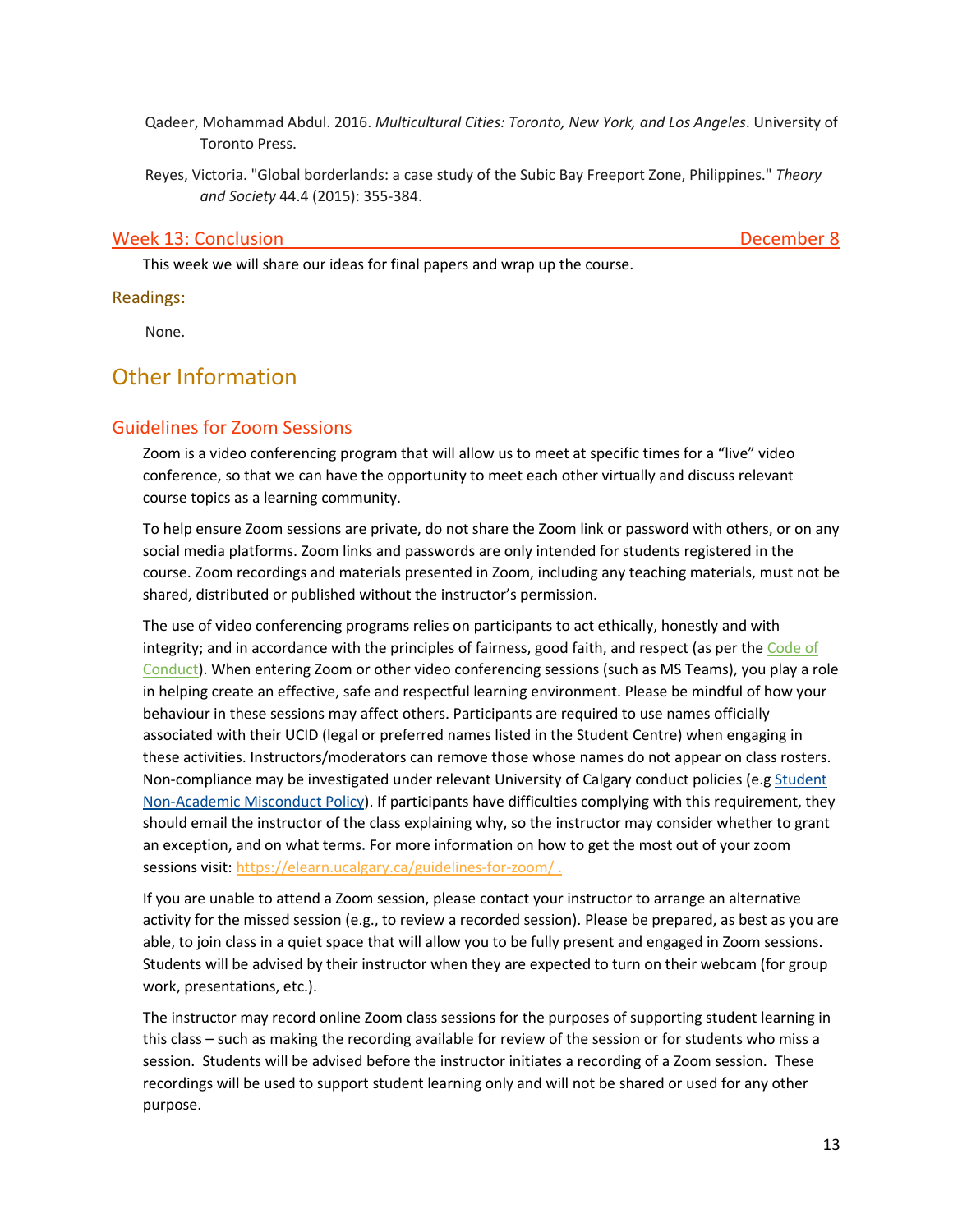Qadeer, Mohammad Abdul. 2016. *Multicultural Cities: Toronto, New York, and Los Angeles*. University of Toronto Press.

Reyes, Victoria. "Global borderlands: a case study of the Subic Bay Freeport Zone, Philippines." *Theory and Society* 44.4 (2015): 355-384.

### Week 13: Conclusion — December 8

This week we will share our ideas for final papers and wrap up the course.

#### Readings:

None.

## Other Information

### Guidelines for Zoom Sessions

Zoom is a video conferencing program that will allow us to meet at specific times for a "live" video conference, so that we can have the opportunity to meet each other virtually and discuss relevant course topics as a learning community.

To help ensure Zoom sessions are private, do not share the Zoom link or password with others, or on any social media platforms. Zoom links and passwords are only intended for students registered in the course. Zoom recordings and materials presented in Zoom, including any teaching materials, must not be shared, distributed or published without the instructor's permission.

The use of video conferencing programs relies on participants to act ethically, honestly and with integrity; and in accordance with the principles of fairness, good faith, and respect (as per the Code of Conduct). When entering Zoom or other video conferencing sessions (such as MS Teams), you play a role in helping create an effective, safe and respectful learning environment. Please be mindful of how your behaviour in these sessions may affect others. Participants are required to use names officially associated with their UCID (legal or preferred names listed in the Student Centre) when engaging in these activities. Instructors/moderators can remove those whose names do not appear on class rosters. Non-compliance may be investigated under relevant University of Calgary conduct policies (e.g Student Non-Academic Misconduct Policy). If participants have difficulties complying with this requirement, they should email the instructor of the class explaining why, so the instructor may consider whether to grant an exception, and on what terms. For more information on how to get the most out of your zoom sessions visit: https://elearn.ucalgary.ca/guidelines-for-zoom/ .

If you are unable to attend a Zoom session, please contact your instructor to arrange an alternative activity for the missed session (e.g., to review a recorded session). Please be prepared, as best as you are able, to join class in a quiet space that will allow you to be fully present and engaged in Zoom sessions. Students will be advised by their instructor when they are expected to turn on their webcam (for group work, presentations, etc.).

The instructor may record online Zoom class sessions for the purposes of supporting student learning in this class – such as making the recording available for review of the session or for students who miss a session. Students will be advised before the instructor initiates a recording of a Zoom session. These recordings will be used to support student learning only and will not be shared or used for any other purpose.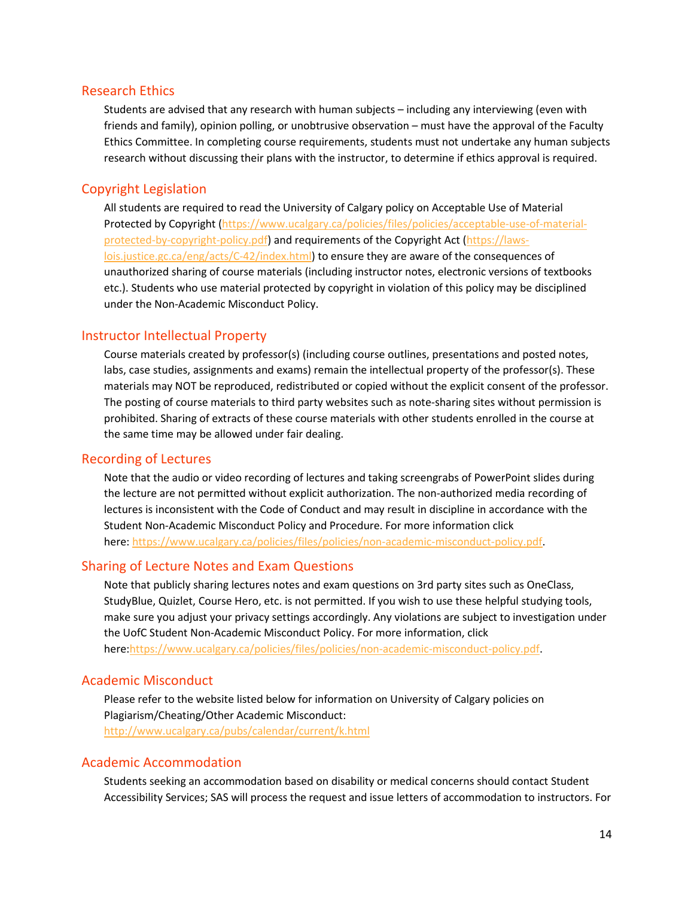## Research Ethics

Students are advised that any research with human subjects – including any interviewing (even with friends and family), opinion polling, or unobtrusive observation – must have the approval of the Faculty Ethics Committee. In completing course requirements, students must not undertake any human subjects research without discussing their plans with the instructor, to determine if ethics approval is required.

## Copyright Legislation

All students are required to read the University of Calgary policy on Acceptable Use of Material Protected by Copyright (https://www.ucalgary.ca/policies/files/policies/acceptable-use-of-material-protected-by-copyright-policy.pdf) and requirements of the Copyright Act (https://laws-lois.justice.gc.ca/eng/acts/C-42/index.html) to ensure they are aware of the consequences of unauthorized sharing of course materials (including instructor notes, electronic versions of textbooks etc.). Students who use material protected by copyright in violation of this policy may be disciplined under the Non-Academic Misconduct Policy.

## Instructor Intellectual Property

Course materials created by professor(s) (including course outlines, presentations and posted notes, labs, case studies, assignments and exams) remain the intellectual property of the professor(s). These materials may NOT be reproduced, redistributed or copied without the explicit consent of the professor. The posting of course materials to third party websites such as note-sharing sites without permission is prohibited. Sharing of extracts of these course materials with other students enrolled in the course at the same time may be allowed under fair dealing.

## Recording of Lectures

Note that the audio or video recording of lectures and taking screengrabs of PowerPoint slides during the lecture are not permitted without explicit authorization. The non-authorized media recording of lectures is inconsistent with the Code of Conduct and may result in discipline in accordance with the Student Non-Academic Misconduct Policy and Procedure. For more information click here: https://www.ucalgary.ca/policies/files/policies/non-academic-misconduct-policy.pdf.

## Sharing of Lecture Notes and Exam Questions

Note that publicly sharing lectures notes and exam questions on 3rd party sites such as OneClass, StudyBlue, Quizlet, Course Hero, etc. is not permitted. If you wish to use these helpful studying tools, make sure you adjust your privacy settings accordingly. Any violations are subject to investigation under the UofC Student Non-Academic Misconduct Policy. For more information, click here:https://www.ucalgary.ca/policies/files/policies/non-academic-misconduct-policy.pdf.

## Academic Misconduct

Please refer to the website listed below for information on University of Calgary policies on Plagiarism/Cheating/Other Academic Misconduct:
http://www.ucalgary.ca/pubs/calendar/current/k.html

## Academic Accommodation

Students seeking an accommodation based on disability or medical concerns should contact Student Accessibility Services; SAS will process the request and issue letters of accommodation to instructors. For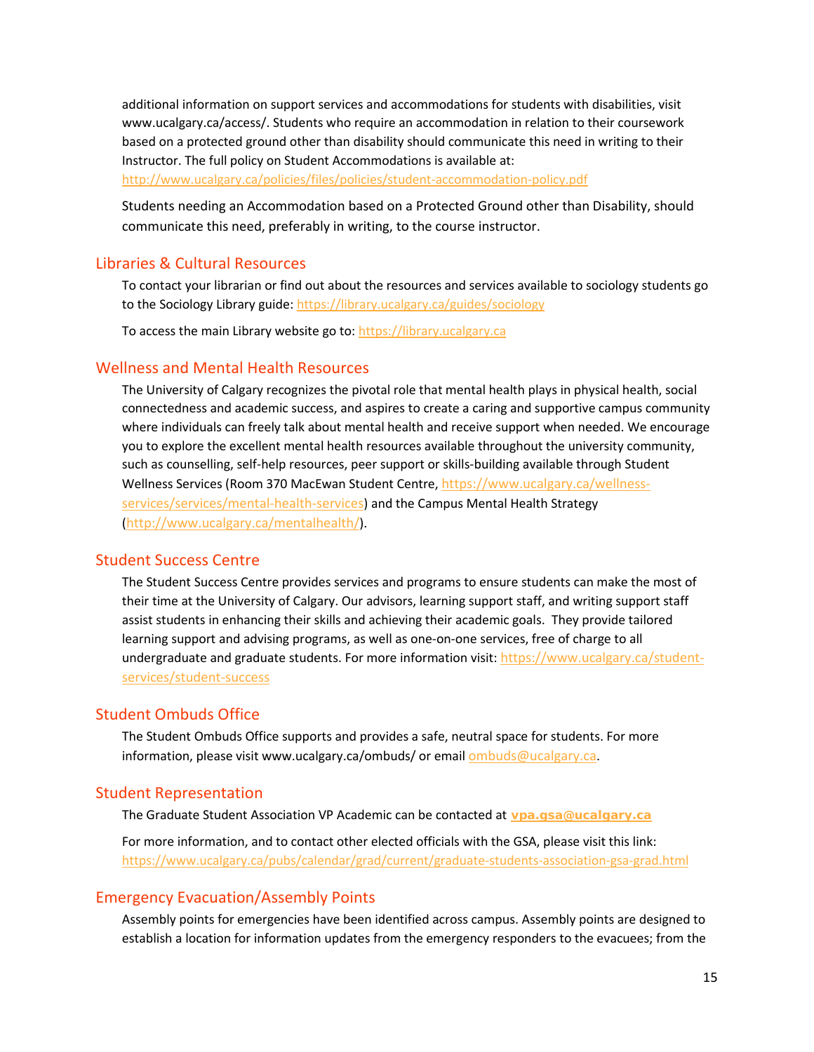additional information on support services and accommodations for students with disabilities, visit www.ucalgary.ca/access/. Students who require an accommodation in relation to their coursework based on a protected ground other than disability should communicate this need in writing to their Instructor. The full policy on Student Accommodations is available at: http://www.ucalgary.ca/policies/files/policies/student-accommodation-policy.pdf

Students needing an Accommodation based on a Protected Ground other than Disability, should communicate this need, preferably in writing, to the course instructor.

## Libraries & Cultural Resources

To contact your librarian or find out about the resources and services available to sociology students go to the Sociology Library guide: https://library.ucalgary.ca/guides/sociology

To access the main Library website go to: https://library.ucalgary.ca

## Wellness and Mental Health Resources

The University of Calgary recognizes the pivotal role that mental health plays in physical health, social connectedness and academic success, and aspires to create a caring and supportive campus community where individuals can freely talk about mental health and receive support when needed. We encourage you to explore the excellent mental health resources available throughout the university community, such as counselling, self-help resources, peer support or skills-building available through Student Wellness Services (Room 370 MacEwan Student Centre, https://www.ucalgary.ca/wellness-services/services/mental-health-services) and the Campus Mental Health Strategy (http://www.ucalgary.ca/mentalhealth/).

## Student Success Centre

The Student Success Centre provides services and programs to ensure students can make the most of their time at the University of Calgary. Our advisors, learning support staff, and writing support staff assist students in enhancing their skills and achieving their academic goals. They provide tailored learning support and advising programs, as well as one-on-one services, free of charge to all undergraduate and graduate students. For more information visit: https://www.ucalgary.ca/student-services/student-success

## Student Ombuds Office

The Student Ombuds Office supports and provides a safe, neutral space for students. For more information, please visit www.ucalgary.ca/ombuds/ or email ombuds@ucalgary.ca.

## Student Representation

The Graduate Student Association VP Academic can be contacted at **vpa.gsa@ucalgary.ca**

For more information, and to contact other elected officials with the GSA, please visit this link: https://www.ucalgary.ca/pubs/calendar/grad/current/graduate-students-association-gsa-grad.html

## Emergency Evacuation/Assembly Points

Assembly points for emergencies have been identified across campus. Assembly points are designed to establish a location for information updates from the emergency responders to the evacuees; from the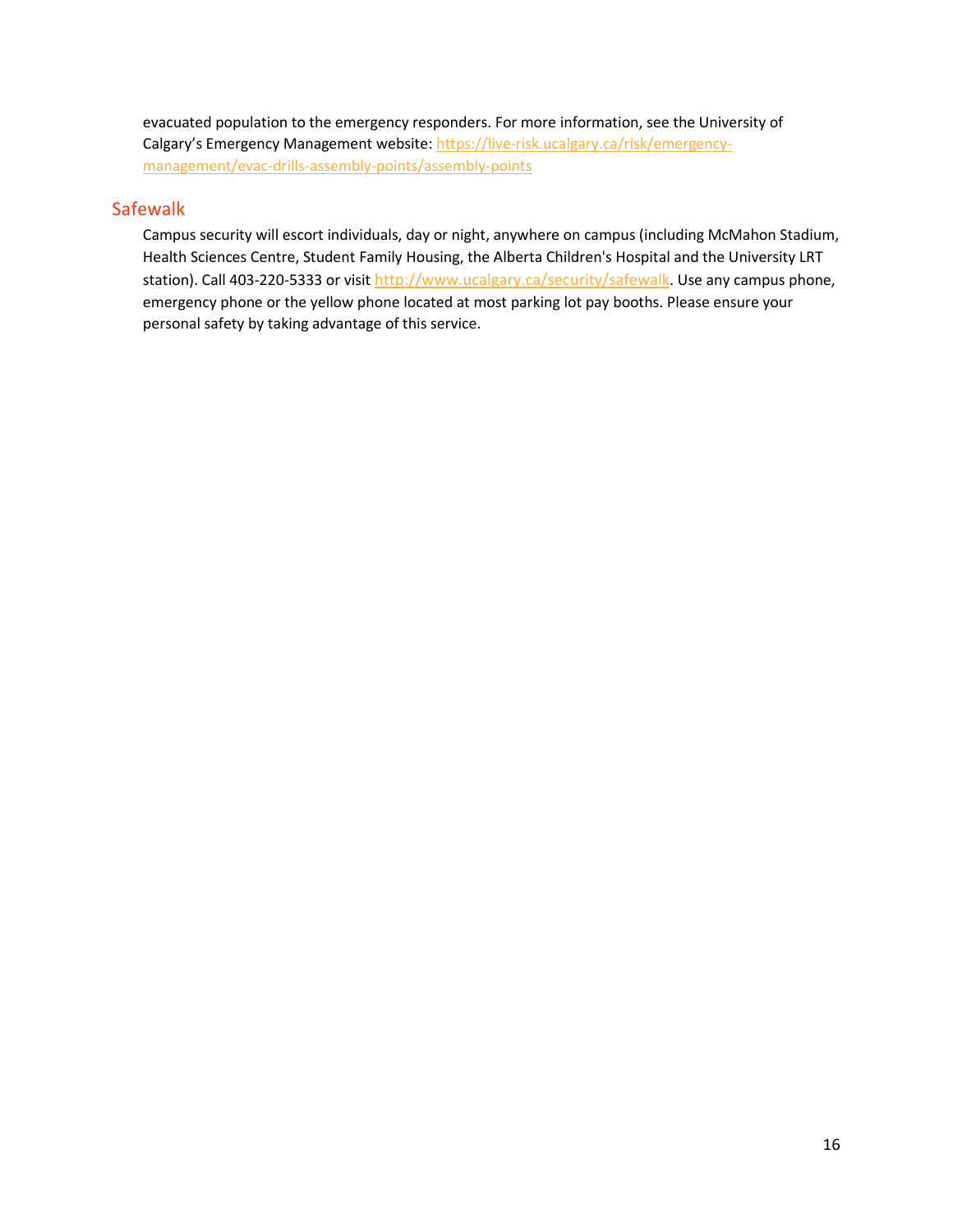evacuated population to the emergency responders. For more information, see the University of Calgary's Emergency Management website: [https://live-risk.ucalgary.ca/risk/emergency-management/evac-drills-assembly-points/assembly-points](https://live-risk.ucalgary.ca/risk/emergency-management/evac-drills-assembly-points/assembly-points)

## Safewalk

Campus security will escort individuals, day or night, anywhere on campus (including McMahon Stadium, Health Sciences Centre, Student Family Housing, the Alberta Children's Hospital and the University LRT station). Call 403-220-5333 or visit [http://www.ucalgary.ca/security/safewalk](http://www.ucalgary.ca/security/safewalk). Use any campus phone, emergency phone or the yellow phone located at most parking lot pay booths. Please ensure your personal safety by taking advantage of this service.